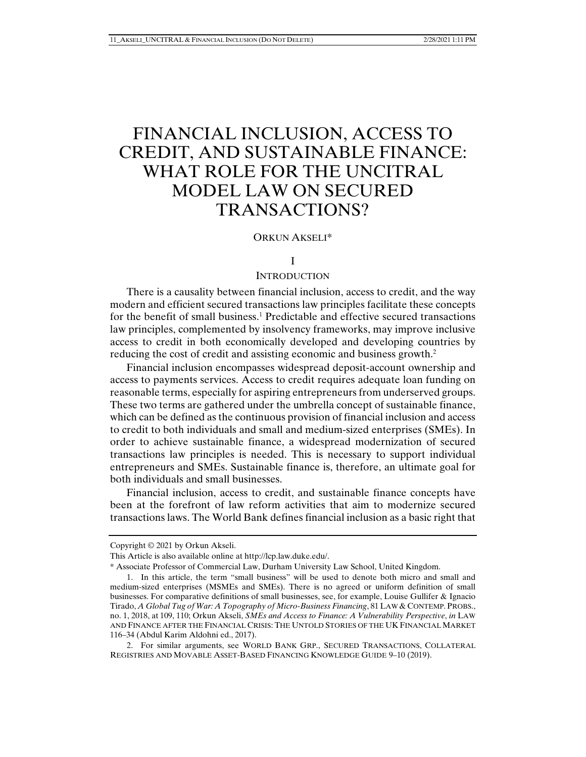# FINANCIAL INCLUSION, ACCESS TO CREDIT, AND SUSTAINABLE FINANCE: WHAT ROLE FOR THE UNCITRAL MODEL LAW ON SECURED TRANSACTIONS?

ORKUN AKSELI*

## I

## INTRODUCTION

There is a causality between financial inclusion, access to credit, and the way modern and efficient secured transactions law principles facilitate these concepts for the benefit of small business.[1] Predictable and effective secured transactions law principles, complemented by insolvency frameworks, may improve inclusive access to credit in both economically developed and developing countries by reducing the cost of credit and assisting economic and business growth.[2]

Financial inclusion encompasses widespread deposit-account ownership and access to payments services. Access to credit requires adequate loan funding on reasonable terms, especially for aspiring entrepreneurs from underserved groups. These two terms are gathered under the umbrella concept of sustainable finance, which can be defined as the continuous provision of financial inclusion and access to credit to both individuals and small and medium-sized enterprises (SMEs). In order to achieve sustainable finance, a widespread modernization of secured transactions law principles is needed. This is necessary to support individual entrepreneurs and SMEs. Sustainable finance is, therefore, an ultimate goal for both individuals and small businesses.

Financial inclusion, access to credit, and sustainable finance concepts have been at the forefront of law reform activities that aim to modernize secured transactions laws. The World Bank defines financial inclusion as a basic right that

---

Copyright © 2021 by Orkun Akseli.

This Article is also available online at http://lcp.law.duke.edu/.

\* Associate Professor of Commercial Law, Durham University Law School, United Kingdom.

1. In this article, the term "small business" will be used to denote both micro and small and medium-sized enterprises (MSMEs and SMEs). There is no agreed or uniform definition of small businesses. For comparative definitions of small businesses, see, for example, Louise Gullifer & Ignacio Tirado, *A Global Tug of War: A Topography of Micro-Business Financing*, 81 LAW & CONTEMP. PROBS., no. 1, 2018, at 109, 110; Orkun Akseli, *SMEs and Access to Finance: A Vulnerability Perspective*, *in* LAW AND FINANCE AFTER THE FINANCIAL CRISIS: THE UNTOLD STORIES OF THE UK FINANCIAL MARKET 116–34 (Abdul Karim Aldohni ed., 2017).

2. For similar arguments, see WORLD BANK GRP., SECURED TRANSACTIONS, COLLATERAL REGISTRIES AND MOVABLE ASSET-BASED FINANCING KNOWLEDGE GUIDE 9–10 (2019).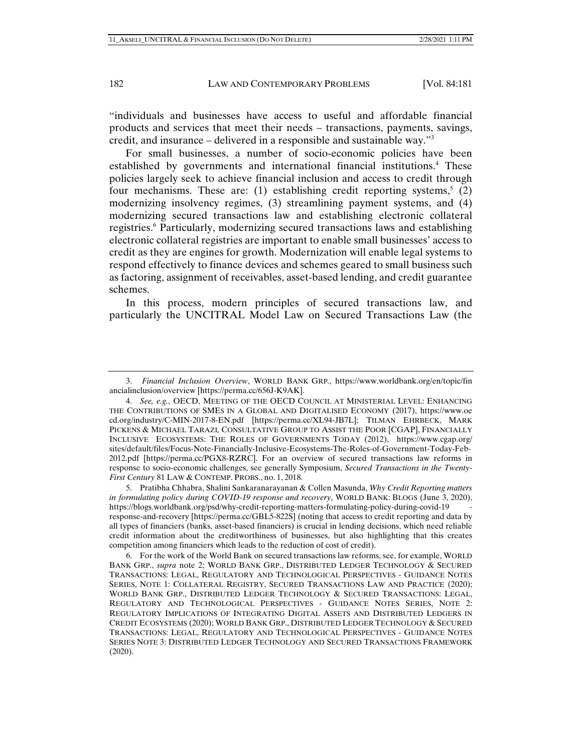"individuals and businesses have access to useful and affordable financial products and services that meet their needs – transactions, payments, savings, credit, and insurance – delivered in a responsible and sustainable way."[3]

For small businesses, a number of socio-economic policies have been established by governments and international financial institutions.[4] These policies largely seek to achieve financial inclusion and access to credit through four mechanisms. These are: (1) establishing credit reporting systems,[5] (2) modernizing insolvency regimes, (3) streamlining payment systems, and (4) modernizing secured transactions law and establishing electronic collateral registries.[6] Particularly, modernizing secured transactions laws and establishing electronic collateral registries are important to enable small businesses' access to credit as they are engines for growth. Modernization will enable legal systems to respond effectively to finance devices and schemes geared to small business such as factoring, assignment of receivables, asset-based lending, and credit guarantee schemes.

In this process, modern principles of secured transactions law, and particularly the UNCITRAL Model Law on Secured Transactions Law (the

---

3. *Financial Inclusion Overview*, WORLD BANK GRP., https://www.worldbank.org/en/topic/financialinclusion/overview [https://perma.cc/656J-K9AK].

4. *See, e.g.*, OECD, MEETING OF THE OECD COUNCIL AT MINISTERIAL LEVEL: ENHANCING THE CONTRIBUTIONS OF SMES IN A GLOBAL AND DIGITALISED ECONOMY (2017), https://www.oecd.org/industry/C-MIN-2017-8-EN.pdf [https://perma.cc/XL94-JB7L]; TILMAN EHRBECK, MARK PICKENS & MICHAEL TARAZI, CONSULTATIVE GROUP TO ASSIST THE POOR [CGAP], FINANCIALLY INCLUSIVE ECOSYSTEMS: THE ROLES OF GOVERNMENTS TODAY (2012), https://www.cgap.org/sites/default/files/Focus-Note-Financially-Inclusive-Ecosystems-The-Roles-of-Government-Today-Feb-2012.pdf [https://perma.cc/PGX8-RZRC]. For an overview of secured transactions law reforms in response to socio-economic challenges, see generally Symposium, *Secured Transactions in the Twenty-First Century* 81 LAW & CONTEMP. PROBS., no. 1, 2018.

5. Pratibha Chhabra, Shalini Sankaranarayanan & Collen Masunda, *Why Credit Reporting matters in formulating policy during COVID-19 response and recovery*, WORLD BANK: BLOGS (June 3, 2020), https://blogs.worldbank.org/psd/why-credit-reporting-matters-formulating-policy-during-covid-19-response-and-recovery [https://perma.cc/GBL5-822S] (noting that access to credit reporting and data by all types of financiers (banks, asset-based financiers) is crucial in lending decisions, which need reliable credit information about the creditworthiness of businesses, but also highlighting that this creates competition among financiers which leads to the reduction of cost of credit).

6. For the work of the World Bank on secured transactions law reforms, see, for example, WORLD BANK GRP., *supra* note 2; WORLD BANK GRP., DISTRIBUTED LEDGER TECHNOLOGY & SECURED TRANSACTIONS: LEGAL, REGULATORY AND TECHNOLOGICAL PERSPECTIVES - GUIDANCE NOTES SERIES, NOTE 1: COLLATERAL REGISTRY, SECURED TRANSACTIONS LAW AND PRACTICE (2020); WORLD BANK GRP., DISTRIBUTED LEDGER TECHNOLOGY & SECURED TRANSACTIONS: LEGAL, REGULATORY AND TECHNOLOGICAL PERSPECTIVES - GUIDANCE NOTES SERIES, NOTE 2: REGULATORY IMPLICATIONS OF INTEGRATING DIGITAL ASSETS AND DISTRIBUTED LEDGERS IN CREDIT ECOSYSTEMS (2020); WORLD BANK GRP., DISTRIBUTED LEDGER TECHNOLOGY & SECURED TRANSACTIONS: LEGAL, REGULATORY AND TECHNOLOGICAL PERSPECTIVES - GUIDANCE NOTES SERIES NOTE 3: DISTRIBUTED LEDGER TECHNOLOGY AND SECURED TRANSACTIONS FRAMEWORK (2020).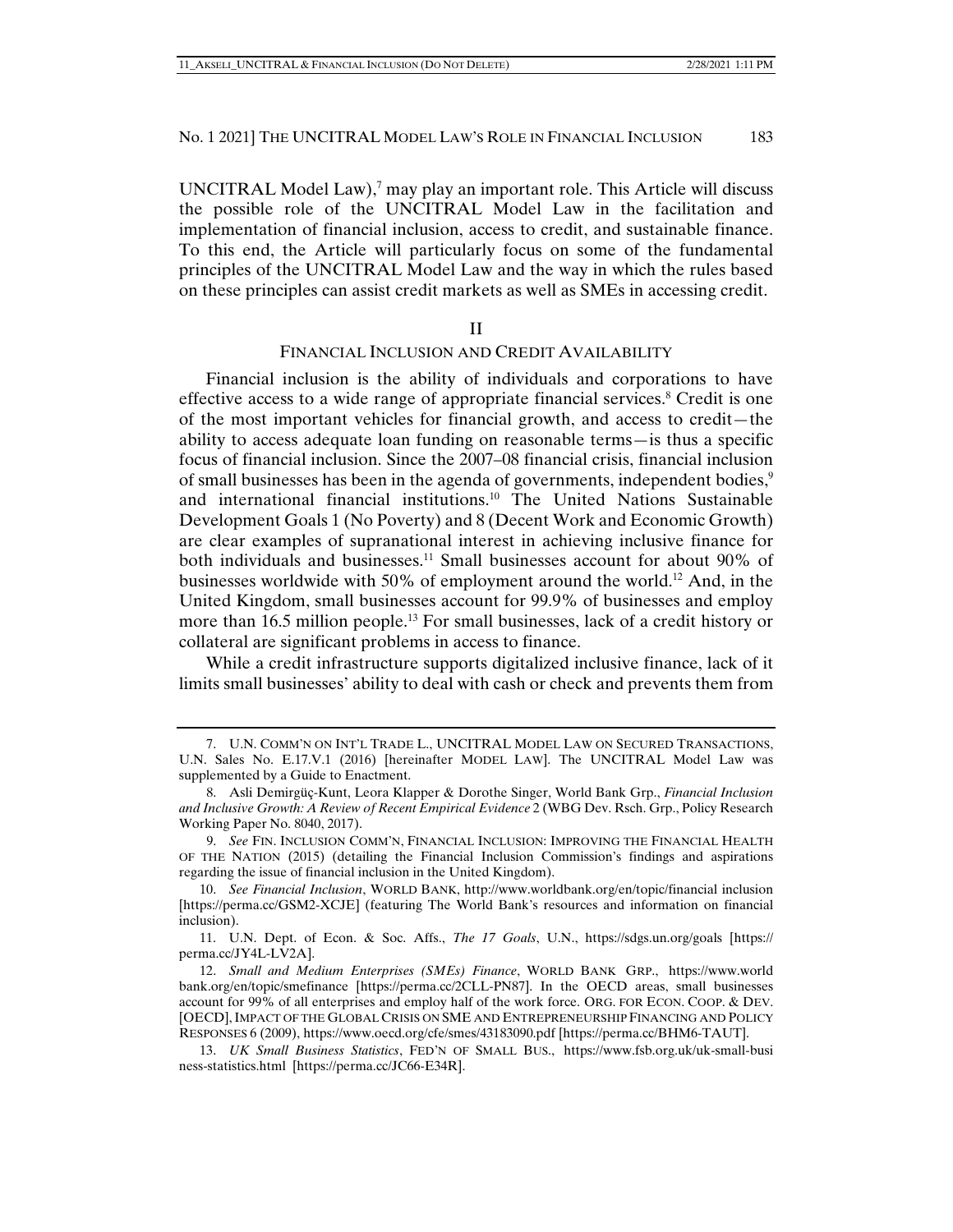UNCITRAL Model Law),[7] may play an important role. This Article will discuss the possible role of the UNCITRAL Model Law in the facilitation and implementation of financial inclusion, access to credit, and sustainable finance. To this end, the Article will particularly focus on some of the fundamental principles of the UNCITRAL Model Law and the way in which the rules based on these principles can assist credit markets as well as SMEs in accessing credit.

## II

## FINANCIAL INCLUSION AND CREDIT AVAILABILITY

Financial inclusion is the ability of individuals and corporations to have effective access to a wide range of appropriate financial services.[8] Credit is one of the most important vehicles for financial growth, and access to credit—the ability to access adequate loan funding on reasonable terms—is thus a specific focus of financial inclusion. Since the 2007–08 financial crisis, financial inclusion of small businesses has been in the agenda of governments, independent bodies,[9] and international financial institutions.[10] The United Nations Sustainable Development Goals 1 (No Poverty) and 8 (Decent Work and Economic Growth) are clear examples of supranational interest in achieving inclusive finance for both individuals and businesses.[11] Small businesses account for about 90% of businesses worldwide with 50% of employment around the world.[12] And, in the United Kingdom, small businesses account for 99.9% of businesses and employ more than 16.5 million people.[13] For small businesses, lack of a credit history or collateral are significant problems in access to finance.

While a credit infrastructure supports digitalized inclusive finance, lack of it limits small businesses' ability to deal with cash or check and prevents them from

---

7. U.N. COMM'N ON INT'L TRADE L., UNCITRAL MODEL LAW ON SECURED TRANSACTIONS, U.N. Sales No. E.17.V.1 (2016) [hereinafter MODEL LAW]. The UNCITRAL Model Law was supplemented by a Guide to Enactment.

8. Asli Demirgüç-Kunt, Leora Klapper & Dorothe Singer, World Bank Grp., *Financial Inclusion and Inclusive Growth: A Review of Recent Empirical Evidence* 2 (WBG Dev. Rsch. Grp., Policy Research Working Paper No. 8040, 2017).

9. *See* FIN. INCLUSION COMM'N, FINANCIAL INCLUSION: IMPROVING THE FINANCIAL HEALTH OF THE NATION (2015) (detailing the Financial Inclusion Commission's findings and aspirations regarding the issue of financial inclusion in the United Kingdom).

10. *See Financial Inclusion*, WORLD BANK, http://www.worldbank.org/en/topic/financial inclusion [https://perma.cc/GSM2-XCJE] (featuring The World Bank's resources and information on financial inclusion).

11. U.N. Dept. of Econ. & Soc. Affs., *The 17 Goals*, U.N., https://sdgs.un.org/goals [https://perma.cc/JY4L-LV2A].

12. *Small and Medium Enterprises (SMEs) Finance*, WORLD BANK GRP., https://www.worldbank.org/en/topic/smefinance [https://perma.cc/2CLL-PN87]. In the OECD areas, small businesses account for 99% of all enterprises and employ half of the work force. ORG. FOR ECON. COOP. & DEV. [OECD], IMPACT OF THE GLOBAL CRISIS ON SME AND ENTREPRENEURSHIP FINANCING AND POLICY RESPONSES 6 (2009), https://www.oecd.org/cfe/smes/43183090.pdf [https://perma.cc/BHM6-TAUT].

13. *UK Small Business Statistics*, FED'N OF SMALL BUS., https://www.fsb.org.uk/uk-small-business-statistics.html [https://perma.cc/JC66-E34R].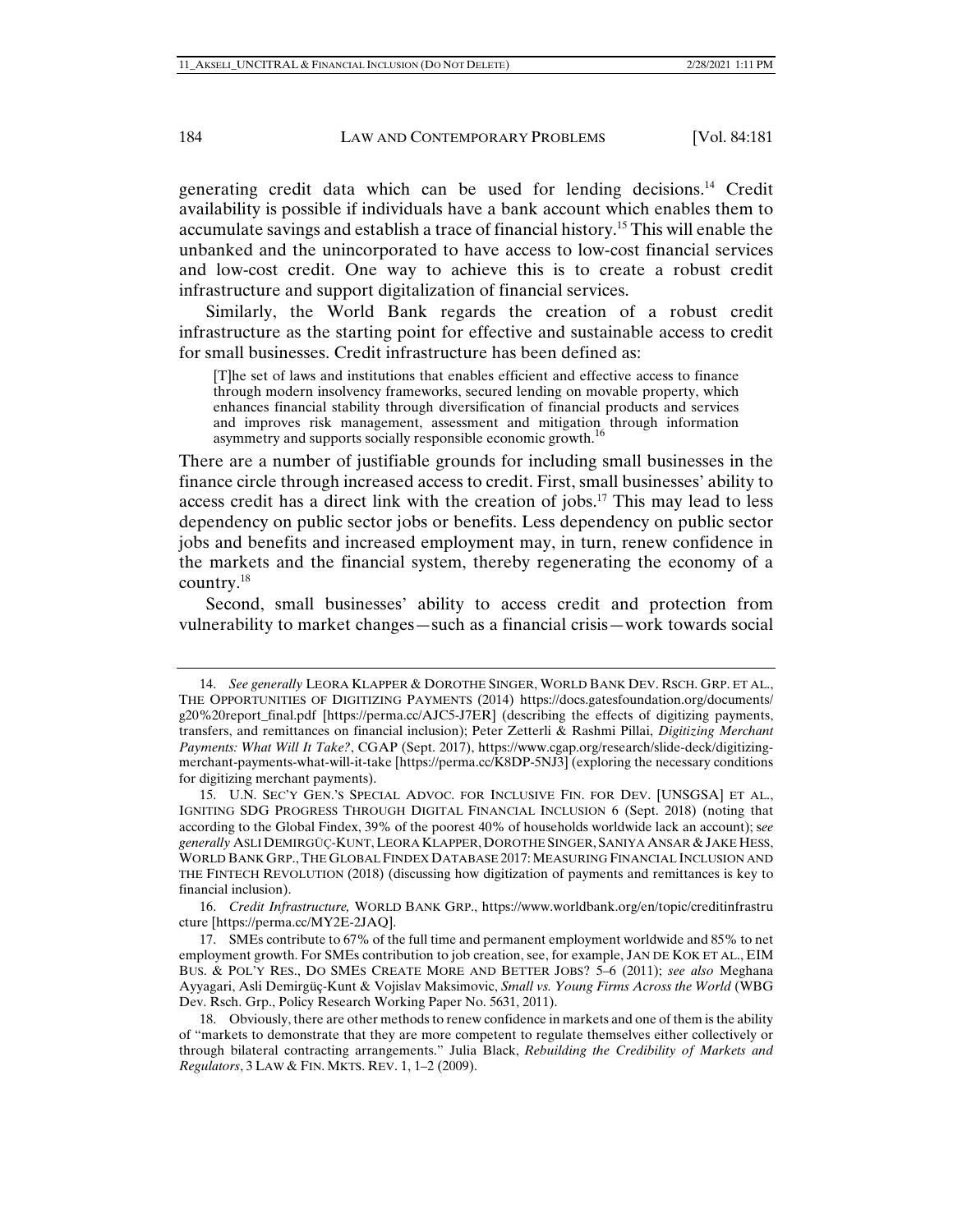generating credit data which can be used for lending decisions.[14] Credit availability is possible if individuals have a bank account which enables them to accumulate savings and establish a trace of financial history.[15] This will enable the unbanked and the unincorporated to have access to low-cost financial services and low-cost credit. One way to achieve this is to create a robust credit infrastructure and support digitalization of financial services.

Similarly, the World Bank regards the creation of a robust credit infrastructure as the starting point for effective and sustainable access to credit for small businesses. Credit infrastructure has been defined as:

> [T]he set of laws and institutions that enables efficient and effective access to finance through modern insolvency frameworks, secured lending on movable property, which enhances financial stability through diversification of financial products and services and improves risk management, assessment and mitigation through information asymmetry and supports socially responsible economic growth.[16]

There are a number of justifiable grounds for including small businesses in the finance circle through increased access to credit. First, small businesses' ability to access credit has a direct link with the creation of jobs.[17] This may lead to less dependency on public sector jobs or benefits. Less dependency on public sector jobs and benefits and increased employment may, in turn, renew confidence in the markets and the financial system, thereby regenerating the economy of a country.[18]

Second, small businesses' ability to access credit and protection from vulnerability to market changes—such as a financial crisis—work towards social

---

14. *See generally* LEORA KLAPPER & DOROTHE SINGER, WORLD BANK DEV. RSCH. GRP. ET AL., THE OPPORTUNITIES OF DIGITIZING PAYMENTS (2014) https://docs.gatesfoundation.org/documents/g20%20report_final.pdf [https://perma.cc/AJC5-J7ER] (describing the effects of digitizing payments, transfers, and remittances on financial inclusion); Peter Zetterli & Rashmi Pillai, *Digitizing Merchant Payments: What Will It Take?*, CGAP (Sept. 2017), https://www.cgap.org/research/slide-deck/digitizing-merchant-payments-what-will-it-take [https://perma.cc/K8DP-5NJ3] (exploring the necessary conditions for digitizing merchant payments).

15. U.N. SEC'Y GEN.'S SPECIAL ADVOC. FOR INCLUSIVE FIN. FOR DEV. [UNSGSA] ET AL., IGNITING SDG PROGRESS THROUGH DIGITAL FINANCIAL INCLUSION 6 (Sept. 2018) (noting that according to the Global Findex, 39% of the poorest 40% of households worldwide lack an account); s*ee generally* ASLI DEMIRGÜÇ-KUNT, LEORA KLAPPER, DOROTHE SINGER, SANIYA ANSAR & JAKE HESS, WORLD BANK GRP., THE GLOBAL FINDEX DATABASE 2017: MEASURING FINANCIAL INCLUSION AND THE FINTECH REVOLUTION (2018) (discussing how digitization of payments and remittances is key to financial inclusion).

16. *Credit Infrastructure,* WORLD BANK GRP., https://www.worldbank.org/en/topic/creditinfrastructure [https://perma.cc/MY2E-2JAQ].

17. SMEs contribute to 67% of the full time and permanent employment worldwide and 85% to net employment growth. For SMEs contribution to job creation, see, for example, JAN DE KOK ET AL., EIM BUS. & POL'Y RES., DO SMES CREATE MORE AND BETTER JOBS? 5–6 (2011); *see also* Meghana Ayyagari, Asli Demirgüç-Kunt & Vojislav Maksimovic, *Small vs. Young Firms Across the World* (WBG Dev. Rsch. Grp., Policy Research Working Paper No. 5631, 2011).

18. Obviously, there are other methods to renew confidence in markets and one of them is the ability of "markets to demonstrate that they are more competent to regulate themselves either collectively or through bilateral contracting arrangements." Julia Black, *Rebuilding the Credibility of Markets and Regulators*, 3 LAW & FIN. MKTS. REV. 1, 1–2 (2009).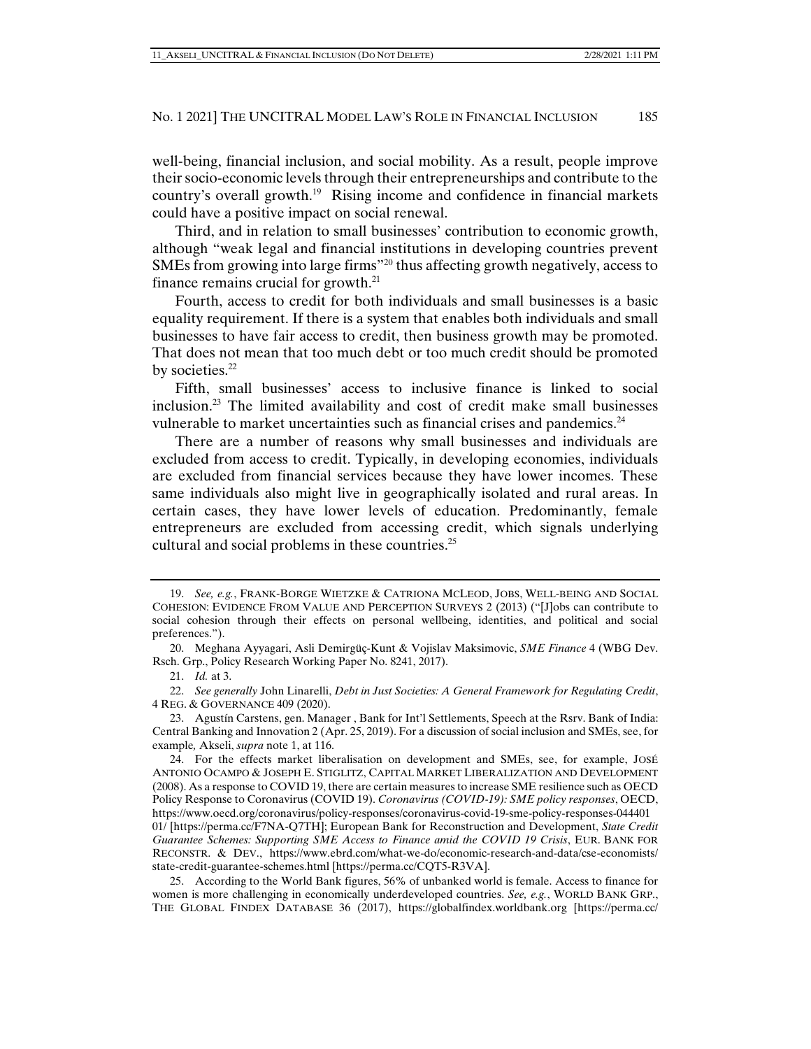well-being, financial inclusion, and social mobility. As a result, people improve their socio-economic levels through their entrepreneurships and contribute to the country's overall growth.[19] Rising income and confidence in financial markets could have a positive impact on social renewal.

Third, and in relation to small businesses' contribution to economic growth, although "weak legal and financial institutions in developing countries prevent SMEs from growing into large firms"[20] thus affecting growth negatively, access to finance remains crucial for growth.[21]

Fourth, access to credit for both individuals and small businesses is a basic equality requirement. If there is a system that enables both individuals and small businesses to have fair access to credit, then business growth may be promoted. That does not mean that too much debt or too much credit should be promoted by societies.[22]

Fifth, small businesses' access to inclusive finance is linked to social inclusion.[23] The limited availability and cost of credit make small businesses vulnerable to market uncertainties such as financial crises and pandemics.[24]

There are a number of reasons why small businesses and individuals are excluded from access to credit. Typically, in developing economies, individuals are excluded from financial services because they have lower incomes. These same individuals also might live in geographically isolated and rural areas. In certain cases, they have lower levels of education. Predominantly, female entrepreneurs are excluded from accessing credit, which signals underlying cultural and social problems in these countries.[25]

---

19. *See, e.g.*, FRANK-BORGE WIETZKE & CATRIONA MCLEOD, JOBS, WELL-BEING AND SOCIAL COHESION: EVIDENCE FROM VALUE AND PERCEPTION SURVEYS 2 (2013) ("[J]obs can contribute to social cohesion through their effects on personal wellbeing, identities, and political and social preferences.").

20. Meghana Ayyagari, Asli Demirgüç-Kunt & Vojislav Maksimovic, *SME Finance* 4 (WBG Dev. Rsch. Grp., Policy Research Working Paper No. 8241, 2017).

21. *Id.* at 3.

22. *See generally* John Linarelli, *Debt in Just Societies: A General Framework for Regulating Credit*, 4 REG. & GOVERNANCE 409 (2020).

23. Agustín Carstens, gen. Manager , Bank for Int'l Settlements, Speech at the Rsrv. Bank of India: Central Banking and Innovation 2 (Apr. 25, 2019). For a discussion of social inclusion and SMEs, see, for example*,* Akseli, *supra* note 1, at 116.

24. For the effects market liberalisation on development and SMEs, see, for example, JOSÉ ANTONIO OCAMPO & JOSEPH E. STIGLITZ, CAPITAL MARKET LIBERALIZATION AND DEVELOPMENT (2008). As a response to COVID 19, there are certain measures to increase SME resilience such as OECD Policy Response to Coronavirus (COVID 19). *Coronavirus (COVID-19): SME policy responses*, OECD, https://www.oecd.org/coronavirus/policy-responses/coronavirus-covid-19-sme-policy-responses-04440101/ [https://perma.cc/F7NA-Q7TH]; European Bank for Reconstruction and Development, *State Credit Guarantee Schemes: Supporting SME Access to Finance amid the COVID 19 Crisis*, EUR. BANK FOR RECONSTR. & DEV., https://www.ebrd.com/what-we-do/economic-research-and-data/cse-economists/state-credit-guarantee-schemes.html [https://perma.cc/CQT5-R3VA].

25. According to the World Bank figures, 56% of unbanked world is female. Access to finance for women is more challenging in economically underdeveloped countries. *See, e.g.*, WORLD BANK GRP., THE GLOBAL FINDEX DATABASE 36 (2017), https://globalfindex.worldbank.org [https://perma.cc/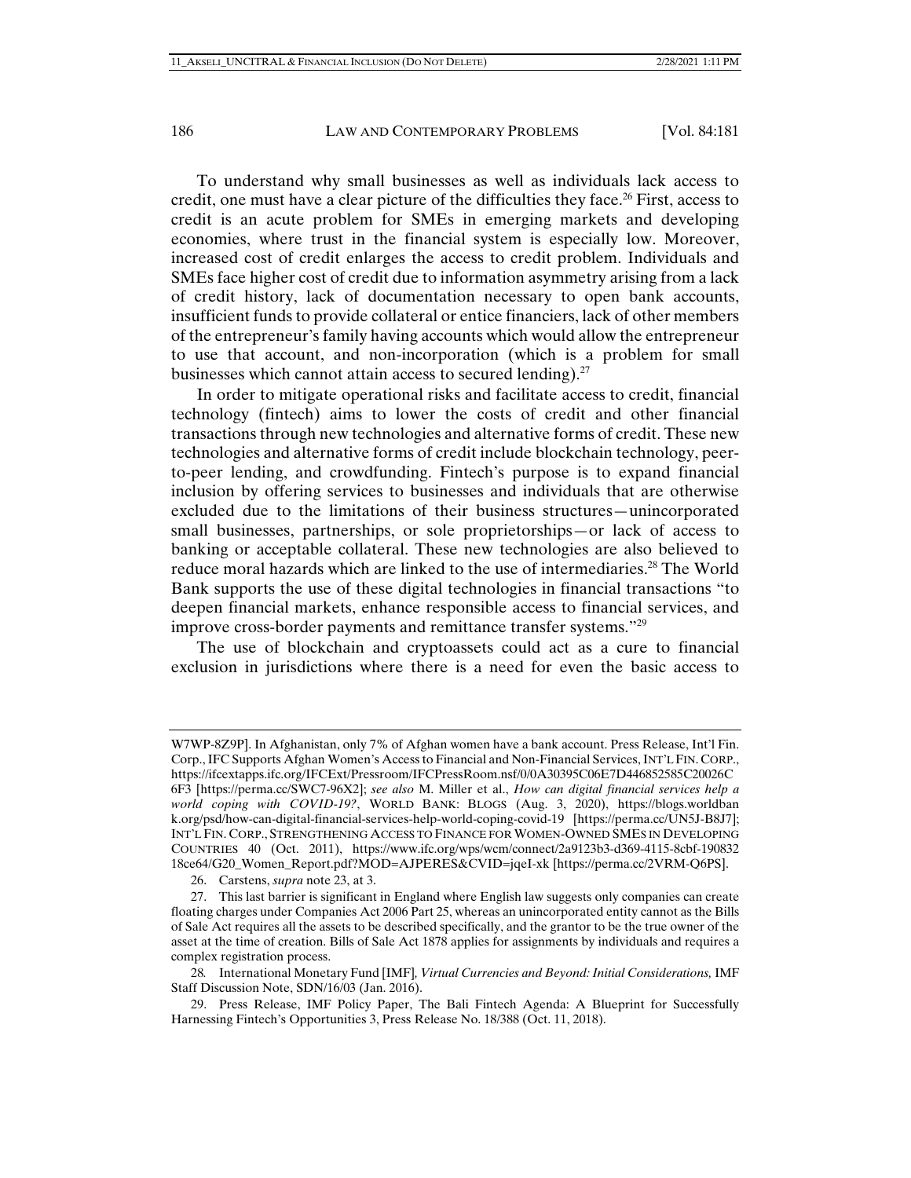To understand why small businesses as well as individuals lack access to credit, one must have a clear picture of the difficulties they face.[26] First, access to credit is an acute problem for SMEs in emerging markets and developing economies, where trust in the financial system is especially low. Moreover, increased cost of credit enlarges the access to credit problem. Individuals and SMEs face higher cost of credit due to information asymmetry arising from a lack of credit history, lack of documentation necessary to open bank accounts, insufficient funds to provide collateral or entice financiers, lack of other members of the entrepreneur's family having accounts which would allow the entrepreneur to use that account, and non-incorporation (which is a problem for small businesses which cannot attain access to secured lending).[27]

In order to mitigate operational risks and facilitate access to credit, financial technology (fintech) aims to lower the costs of credit and other financial transactions through new technologies and alternative forms of credit. These new technologies and alternative forms of credit include blockchain technology, peer-to-peer lending, and crowdfunding. Fintech's purpose is to expand financial inclusion by offering services to businesses and individuals that are otherwise excluded due to the limitations of their business structures—unincorporated small businesses, partnerships, or sole proprietorships—or lack of access to banking or acceptable collateral. These new technologies are also believed to reduce moral hazards which are linked to the use of intermediaries.[28] The World Bank supports the use of these digital technologies in financial transactions "to deepen financial markets, enhance responsible access to financial services, and improve cross-border payments and remittance transfer systems."[29]

The use of blockchain and cryptoassets could act as a cure to financial exclusion in jurisdictions where there is a need for even the basic access to

---

W7WP-8Z9P]. In Afghanistan, only 7% of Afghan women have a bank account. Press Release, Int'l Fin. Corp., IFC Supports Afghan Women's Access to Financial and Non-Financial Services, INT'L FIN. CORP., https://ifcextapps.ifc.org/IFCExt/Pressroom/IFCPressRoom.nsf/0/0A30395C06E7D446852585C20026C6F3 [https://perma.cc/SWC7-96X2]; *see also* M. Miller et al., *How can digital financial services help a world coping with COVID-19?*, WORLD BANK: BLOGS (Aug. 3, 2020), https://blogs.worldbank.org/psd/how-can-digital-financial-services-help-world-coping-covid-19 [https://perma.cc/UN5J-B8J7]; INT'L FIN. CORP., STRENGTHENING ACCESS TO FINANCE FOR WOMEN-OWNED SMES IN DEVELOPING COUNTRIES 40 (Oct. 2011), https://www.ifc.org/wps/wcm/connect/2a9123b3-d369-4115-8cbf-19083218ce64/G20_Women_Report.pdf?MOD=AJPERES&CVID=jqeI-xk [https://perma.cc/2VRM-Q6PS].

26. Carstens, *supra* note 23, at 3.

27. This last barrier is significant in England where English law suggests only companies can create floating charges under Companies Act 2006 Part 25, whereas an unincorporated entity cannot as the Bills of Sale Act requires all the assets to be described specifically, and the grantor to be the true owner of the asset at the time of creation. Bills of Sale Act 1878 applies for assignments by individuals and requires a complex registration process.

28. International Monetary Fund [IMF], *Virtual Currencies and Beyond: Initial Considerations,* IMF Staff Discussion Note, SDN/16/03 (Jan. 2016).

29. Press Release, IMF Policy Paper, The Bali Fintech Agenda: A Blueprint for Successfully Harnessing Fintech's Opportunities 3, Press Release No. 18/388 (Oct. 11, 2018).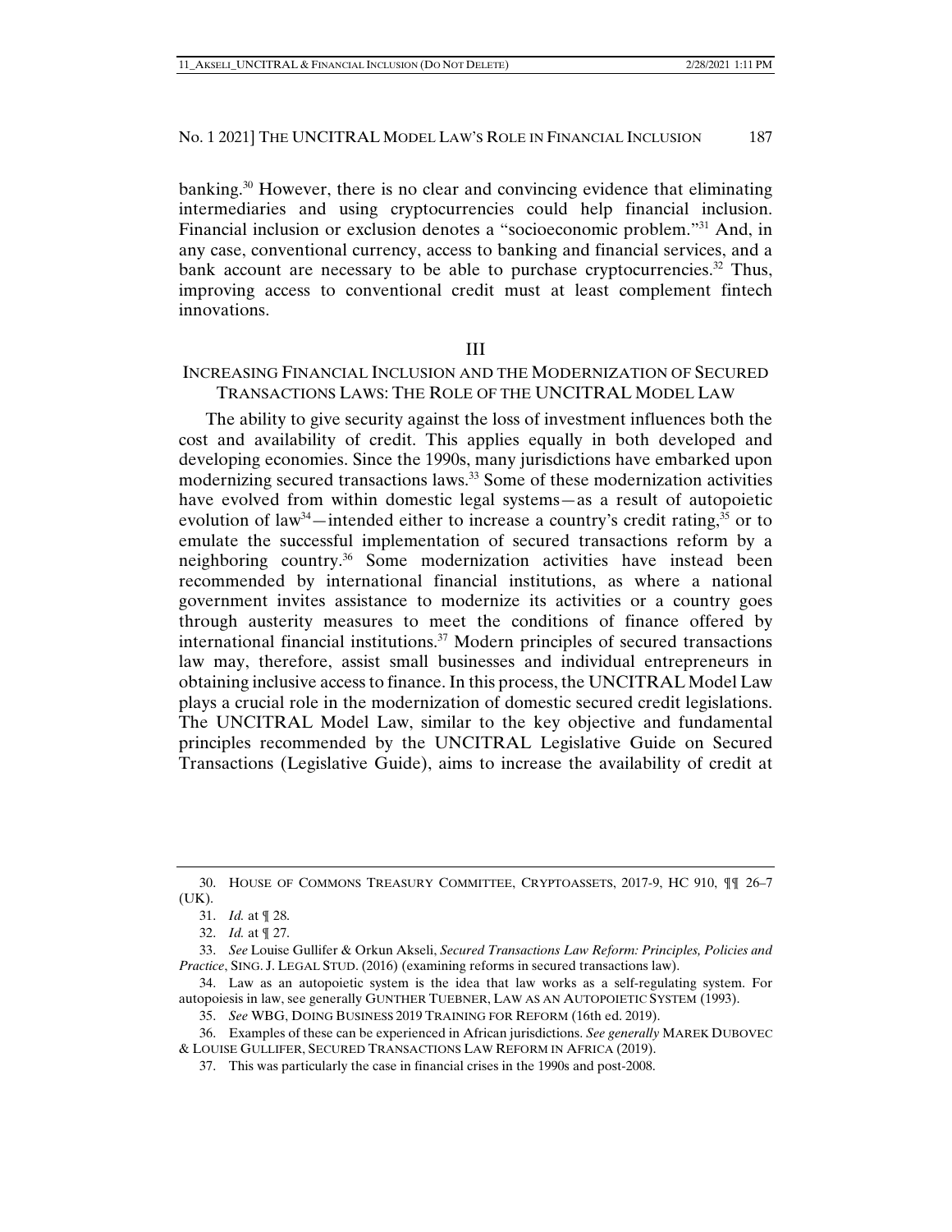banking.[30] However, there is no clear and convincing evidence that eliminating intermediaries and using cryptocurrencies could help financial inclusion. Financial inclusion or exclusion denotes a "socioeconomic problem."[31] And, in any case, conventional currency, access to banking and financial services, and a bank account are necessary to be able to purchase cryptocurrencies.[32] Thus, improving access to conventional credit must at least complement fintech innovations.

## III

## INCREASING FINANCIAL INCLUSION AND THE MODERNIZATION OF SECURED TRANSACTIONS LAWS: THE ROLE OF THE UNCITRAL MODEL LAW

The ability to give security against the loss of investment influences both the cost and availability of credit. This applies equally in both developed and developing economies. Since the 1990s, many jurisdictions have embarked upon modernizing secured transactions laws.[33] Some of these modernization activities have evolved from within domestic legal systems—as a result of autopoietic evolution of law[34]—intended either to increase a country's credit rating,[35] or to emulate the successful implementation of secured transactions reform by a neighboring country.[36] Some modernization activities have instead been recommended by international financial institutions, as where a national government invites assistance to modernize its activities or a country goes through austerity measures to meet the conditions of finance offered by international financial institutions.[37] Modern principles of secured transactions law may, therefore, assist small businesses and individual entrepreneurs in obtaining inclusive access to finance. In this process, the UNCITRAL Model Law plays a crucial role in the modernization of domestic secured credit legislations. The UNCITRAL Model Law, similar to the key objective and fundamental principles recommended by the UNCITRAL Legislative Guide on Secured Transactions (Legislative Guide), aims to increase the availability of credit at

---

30. HOUSE OF COMMONS TREASURY COMMITTEE, CRYPTOASSETS, 2017-9, HC 910, ¶¶ 26–7 (UK).

31. *Id.* at ¶ 28.

32. *Id.* at ¶ 27.

33. *See* Louise Gullifer & Orkun Akseli, *Secured Transactions Law Reform: Principles, Policies and Practice*, SING. J. LEGAL STUD. (2016) (examining reforms in secured transactions law).

34. Law as an autopoietic system is the idea that law works as a self-regulating system. For autopoiesis in law, see generally GUNTHER TUEBNER, LAW AS AN AUTOPOIETIC SYSTEM (1993).

35. *See* WBG, DOING BUSINESS 2019 TRAINING FOR REFORM (16th ed. 2019).

36. Examples of these can be experienced in African jurisdictions. *See generally* MAREK DUBOVEC & LOUISE GULLIFER, SECURED TRANSACTIONS LAW REFORM IN AFRICA (2019).

37. This was particularly the case in financial crises in the 1990s and post-2008.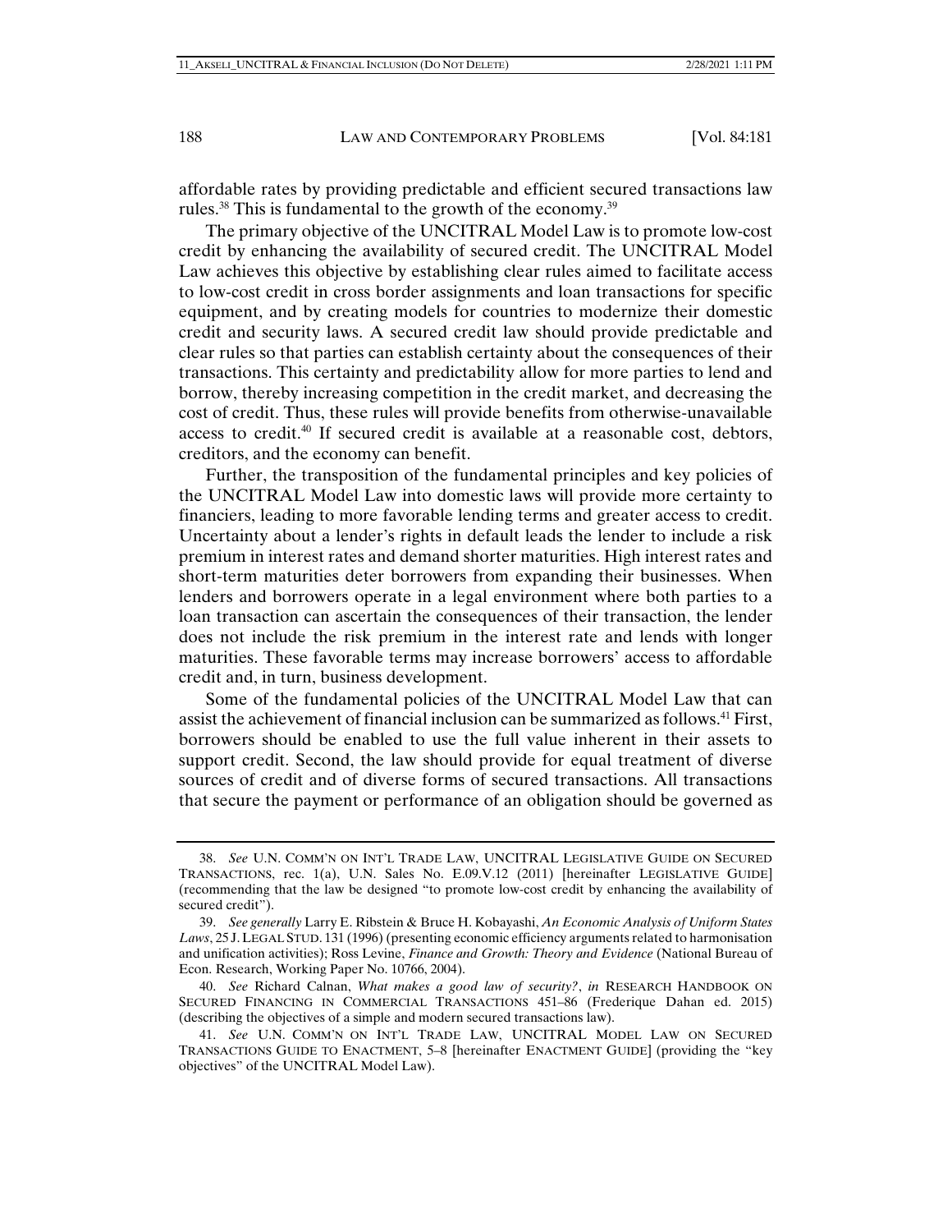affordable rates by providing predictable and efficient secured transactions law rules.[38] This is fundamental to the growth of the economy.[39]

The primary objective of the UNCITRAL Model Law is to promote low-cost credit by enhancing the availability of secured credit. The UNCITRAL Model Law achieves this objective by establishing clear rules aimed to facilitate access to low-cost credit in cross border assignments and loan transactions for specific equipment, and by creating models for countries to modernize their domestic credit and security laws. A secured credit law should provide predictable and clear rules so that parties can establish certainty about the consequences of their transactions. This certainty and predictability allow for more parties to lend and borrow, thereby increasing competition in the credit market, and decreasing the cost of credit. Thus, these rules will provide benefits from otherwise-unavailable access to credit.[40] If secured credit is available at a reasonable cost, debtors, creditors, and the economy can benefit.

Further, the transposition of the fundamental principles and key policies of the UNCITRAL Model Law into domestic laws will provide more certainty to financiers, leading to more favorable lending terms and greater access to credit. Uncertainty about a lender's rights in default leads the lender to include a risk premium in interest rates and demand shorter maturities. High interest rates and short-term maturities deter borrowers from expanding their businesses. When lenders and borrowers operate in a legal environment where both parties to a loan transaction can ascertain the consequences of their transaction, the lender does not include the risk premium in the interest rate and lends with longer maturities. These favorable terms may increase borrowers' access to affordable credit and, in turn, business development.

Some of the fundamental policies of the UNCITRAL Model Law that can assist the achievement of financial inclusion can be summarized as follows.[41] First, borrowers should be enabled to use the full value inherent in their assets to support credit. Second, the law should provide for equal treatment of diverse sources of credit and of diverse forms of secured transactions. All transactions that secure the payment or performance of an obligation should be governed as

---

38. *See* U.N. COMM'N ON INT'L TRADE LAW, UNCITRAL LEGISLATIVE GUIDE ON SECURED TRANSACTIONS, rec. 1(a), U.N. Sales No. E.09.V.12 (2011) [hereinafter LEGISLATIVE GUIDE] (recommending that the law be designed "to promote low-cost credit by enhancing the availability of secured credit").

39. *See generally* Larry E. Ribstein & Bruce H. Kobayashi, *An Economic Analysis of Uniform States Laws*, 25 J. LEGAL STUD. 131 (1996) (presenting economic efficiency arguments related to harmonisation and unification activities); Ross Levine, *Finance and Growth: Theory and Evidence* (National Bureau of Econ. Research, Working Paper No. 10766, 2004).

40. *See* Richard Calnan, *What makes a good law of security?*, *in* RESEARCH HANDBOOK ON SECURED FINANCING IN COMMERCIAL TRANSACTIONS 451–86 (Frederique Dahan ed. 2015) (describing the objectives of a simple and modern secured transactions law).

41. *See* U.N. COMM'N ON INT'L TRADE LAW, UNCITRAL MODEL LAW ON SECURED TRANSACTIONS GUIDE TO ENACTMENT, 5–8 [hereinafter ENACTMENT GUIDE] (providing the "key objectives" of the UNCITRAL Model Law).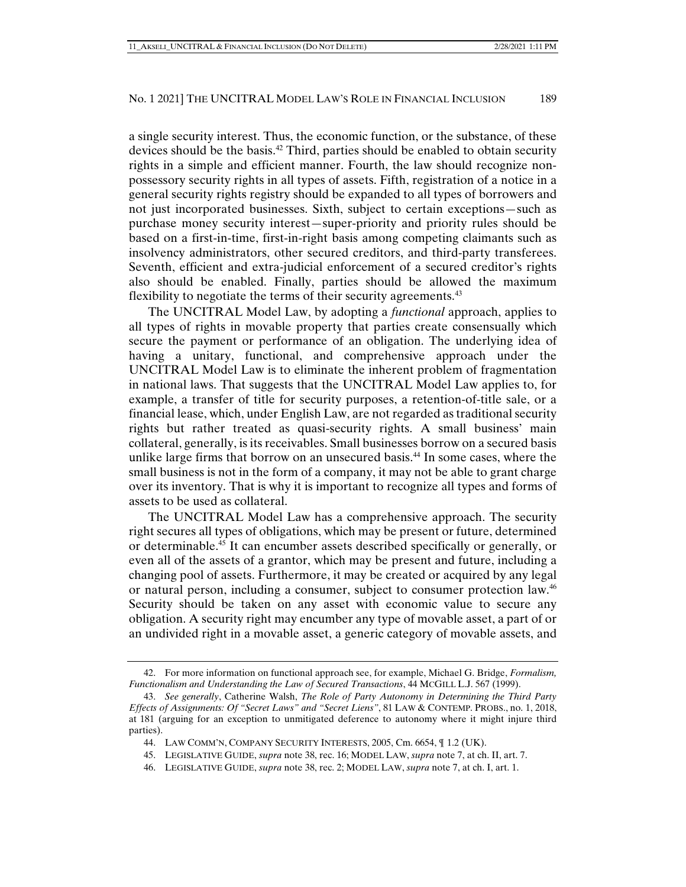a single security interest. Thus, the economic function, or the substance, of these devices should be the basis.[42] Third, parties should be enabled to obtain security rights in a simple and efficient manner. Fourth, the law should recognize non-possessory security rights in all types of assets. Fifth, registration of a notice in a general security rights registry should be expanded to all types of borrowers and not just incorporated businesses. Sixth, subject to certain exceptions—such as purchase money security interest—super-priority and priority rules should be based on a first-in-time, first-in-right basis among competing claimants such as insolvency administrators, other secured creditors, and third-party transferees. Seventh, efficient and extra-judicial enforcement of a secured creditor's rights also should be enabled. Finally, parties should be allowed the maximum flexibility to negotiate the terms of their security agreements.[43]

The UNCITRAL Model Law, by adopting a *functional* approach, applies to all types of rights in movable property that parties create consensually which secure the payment or performance of an obligation. The underlying idea of having a unitary, functional, and comprehensive approach under the UNCITRAL Model Law is to eliminate the inherent problem of fragmentation in national laws. That suggests that the UNCITRAL Model Law applies to, for example, a transfer of title for security purposes, a retention-of-title sale, or a financial lease, which, under English Law, are not regarded as traditional security rights but rather treated as quasi-security rights. A small business' main collateral, generally, is its receivables. Small businesses borrow on a secured basis unlike large firms that borrow on an unsecured basis.[44] In some cases, where the small business is not in the form of a company, it may not be able to grant charge over its inventory. That is why it is important to recognize all types and forms of assets to be used as collateral.

The UNCITRAL Model Law has a comprehensive approach. The security right secures all types of obligations, which may be present or future, determined or determinable.[45] It can encumber assets described specifically or generally, or even all of the assets of a grantor, which may be present and future, including a changing pool of assets. Furthermore, it may be created or acquired by any legal or natural person, including a consumer, subject to consumer protection law.[46] Security should be taken on any asset with economic value to secure any obligation. A security right may encumber any type of movable asset, a part of or an undivided right in a movable asset, a generic category of movable assets, and

---

42. For more information on functional approach see, for example, Michael G. Bridge, *Formalism, Functionalism and Understanding the Law of Secured Transactions*, 44 MCGILL L.J. 567 (1999).

43. *See generally*, Catherine Walsh, *The Role of Party Autonomy in Determining the Third Party Effects of Assignments: Of "Secret Laws" and "Secret Liens"*, 81 LAW & CONTEMP. PROBS., no. 1, 2018, at 181 (arguing for an exception to unmitigated deference to autonomy where it might injure third parties).

44. LAW COMM'N, COMPANY SECURITY INTERESTS, 2005, Cm. 6654, ¶ 1.2 (UK).

45. LEGISLATIVE GUIDE, *supra* note 38, rec. 16; MODEL LAW, *supra* note 7, at ch. II, art. 7.

46. LEGISLATIVE GUIDE, *supra* note 38, rec. 2; MODEL LAW, *supra* note 7, at ch. I, art. 1.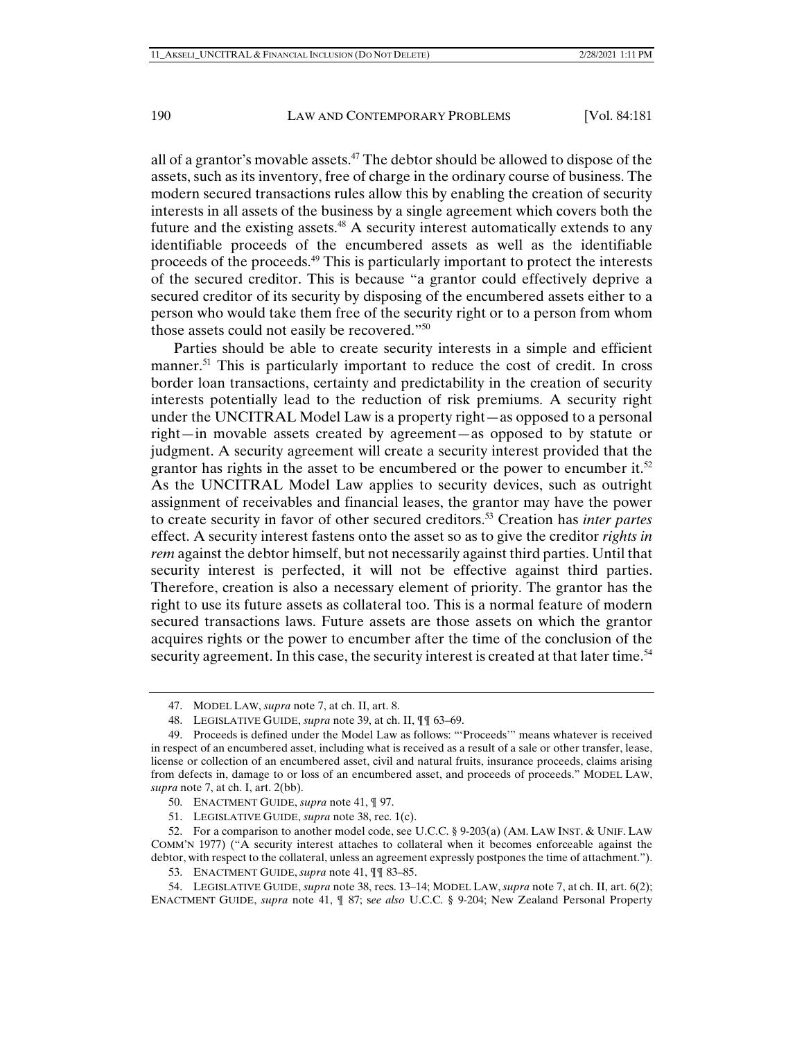all of a grantor's movable assets.[47] The debtor should be allowed to dispose of the assets, such as its inventory, free of charge in the ordinary course of business. The modern secured transactions rules allow this by enabling the creation of security interests in all assets of the business by a single agreement which covers both the future and the existing assets.[48] A security interest automatically extends to any identifiable proceeds of the encumbered assets as well as the identifiable proceeds of the proceeds.[49] This is particularly important to protect the interests of the secured creditor. This is because "a grantor could effectively deprive a secured creditor of its security by disposing of the encumbered assets either to a person who would take them free of the security right or to a person from whom those assets could not easily be recovered."[50]

Parties should be able to create security interests in a simple and efficient manner.[51] This is particularly important to reduce the cost of credit. In cross border loan transactions, certainty and predictability in the creation of security interests potentially lead to the reduction of risk premiums. A security right under the UNCITRAL Model Law is a property right—as opposed to a personal right—in movable assets created by agreement—as opposed to by statute or judgment. A security agreement will create a security interest provided that the grantor has rights in the asset to be encumbered or the power to encumber it.[52] As the UNCITRAL Model Law applies to security devices, such as outright assignment of receivables and financial leases, the grantor may have the power to create security in favor of other secured creditors.[53] Creation has *inter partes* effect. A security interest fastens onto the asset so as to give the creditor *rights in rem* against the debtor himself, but not necessarily against third parties. Until that security interest is perfected, it will not be effective against third parties. Therefore, creation is also a necessary element of priority. The grantor has the right to use its future assets as collateral too. This is a normal feature of modern secured transactions laws. Future assets are those assets on which the grantor acquires rights or the power to encumber after the time of the conclusion of the security agreement. In this case, the security interest is created at that later time.[54]

---

47. MODEL LAW, *supra* note 7, at ch. II, art. 8.

48. LEGISLATIVE GUIDE, *supra* note 39, at ch. II, ¶¶ 63–69.

49. Proceeds is defined under the Model Law as follows: "'Proceeds'" means whatever is received in respect of an encumbered asset, including what is received as a result of a sale or other transfer, lease, license or collection of an encumbered asset, civil and natural fruits, insurance proceeds, claims arising from defects in, damage to or loss of an encumbered asset, and proceeds of proceeds." MODEL LAW, *supra* note 7, at ch. I, art. 2(bb).

50. ENACTMENT GUIDE, *supra* note 41, ¶ 97.

51. LEGISLATIVE GUIDE, *supra* note 38, rec. 1(c).

52. For a comparison to another model code, see U.C.C. § 9-203(a) (AM. LAW INST. & UNIF. LAW COMM'N 1977) ("A security interest attaches to collateral when it becomes enforceable against the debtor, with respect to the collateral, unless an agreement expressly postpones the time of attachment.").

53. ENACTMENT GUIDE, *supra* note 41, ¶¶ 83–85.

54. LEGISLATIVE GUIDE, *supra* note 38, recs. 13–14; MODEL LAW, *supra* note 7, at ch. II, art. 6(2); ENACTMENT GUIDE, *supra* note 41, ¶ 87; s*ee also* U.C.C. § 9-204; New Zealand Personal Property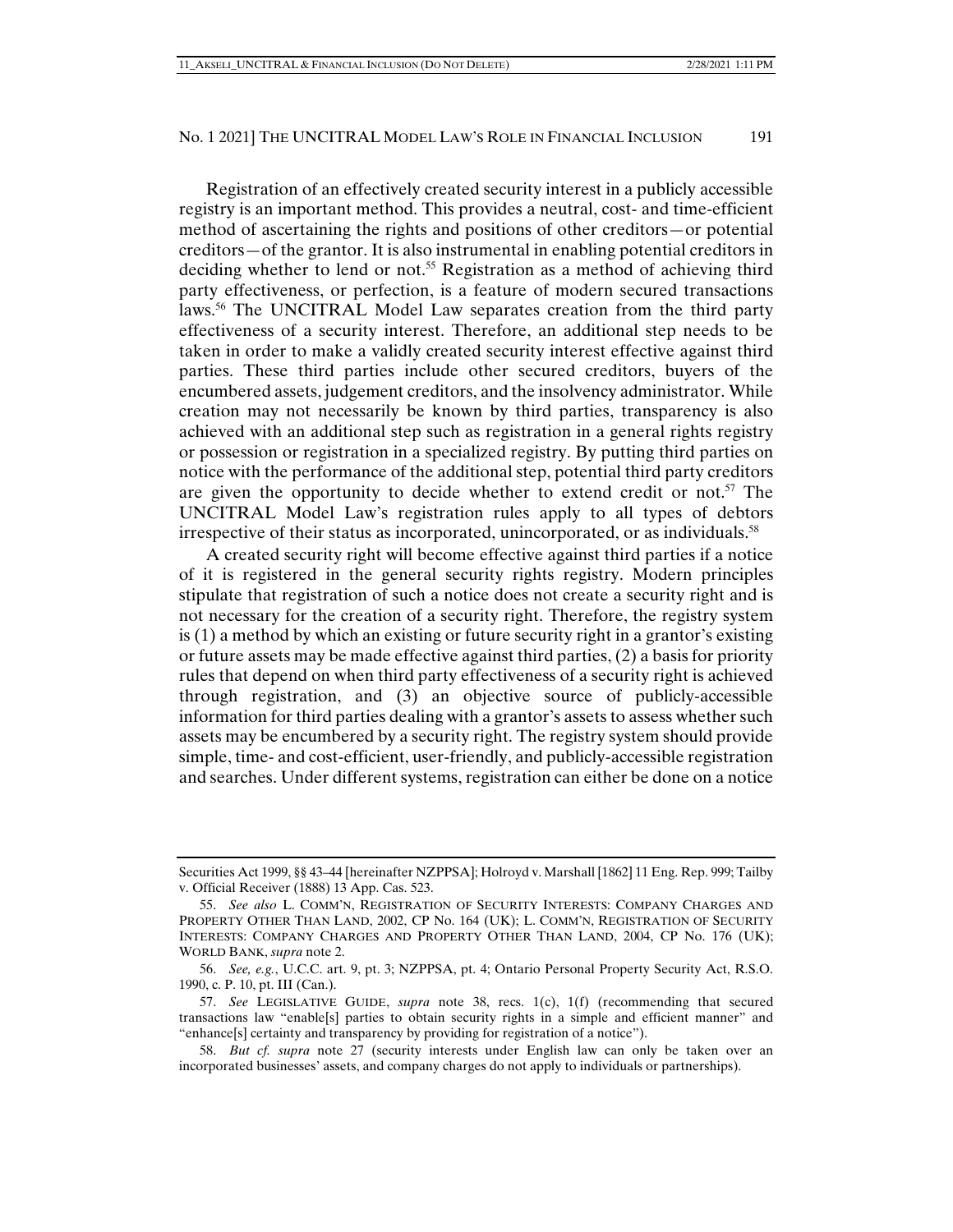Registration of an effectively created security interest in a publicly accessible registry is an important method. This provides a neutral, cost- and time-efficient method of ascertaining the rights and positions of other creditors—or potential creditors—of the grantor. It is also instrumental in enabling potential creditors in deciding whether to lend or not.[55] Registration as a method of achieving third party effectiveness, or perfection, is a feature of modern secured transactions laws.[56] The UNCITRAL Model Law separates creation from the third party effectiveness of a security interest. Therefore, an additional step needs to be taken in order to make a validly created security interest effective against third parties. These third parties include other secured creditors, buyers of the encumbered assets, judgement creditors, and the insolvency administrator. While creation may not necessarily be known by third parties, transparency is also achieved with an additional step such as registration in a general rights registry or possession or registration in a specialized registry. By putting third parties on notice with the performance of the additional step, potential third party creditors are given the opportunity to decide whether to extend credit or not.[57] The UNCITRAL Model Law's registration rules apply to all types of debtors irrespective of their status as incorporated, unincorporated, or as individuals.[58]

A created security right will become effective against third parties if a notice of it is registered in the general security rights registry. Modern principles stipulate that registration of such a notice does not create a security right and is not necessary for the creation of a security right. Therefore, the registry system is (1) a method by which an existing or future security right in a grantor's existing or future assets may be made effective against third parties, (2) a basis for priority rules that depend on when third party effectiveness of a security right is achieved through registration, and (3) an objective source of publicly-accessible information for third parties dealing with a grantor's assets to assess whether such assets may be encumbered by a security right. The registry system should provide simple, time- and cost-efficient, user-friendly, and publicly-accessible registration and searches. Under different systems, registration can either be done on a notice

---

Securities Act 1999, §§ 43–44 [hereinafter NZPPSA]; Holroyd v. Marshall [1862] 11 Eng. Rep. 999; Tailby v. Official Receiver (1888) 13 App. Cas. 523.

55. *See also* L. COMM'N, REGISTRATION OF SECURITY INTERESTS: COMPANY CHARGES AND PROPERTY OTHER THAN LAND, 2002, CP No. 164 (UK); L. COMM'N, REGISTRATION OF SECURITY INTERESTS: COMPANY CHARGES AND PROPERTY OTHER THAN LAND, 2004, CP No. 176 (UK); WORLD BANK, *supra* note 2.

56. *See, e.g.*, U.C.C. art. 9, pt. 3; NZPPSA, pt. 4; Ontario Personal Property Security Act, R.S.O. 1990, c. P. 10, pt. III (Can.).

57. *See* LEGISLATIVE GUIDE, *supra* note 38, recs. 1(c), 1(f) (recommending that secured transactions law "enable[s] parties to obtain security rights in a simple and efficient manner" and "enhance[s] certainty and transparency by providing for registration of a notice").

58. *But cf. supra* note 27 (security interests under English law can only be taken over an incorporated businesses' assets, and company charges do not apply to individuals or partnerships).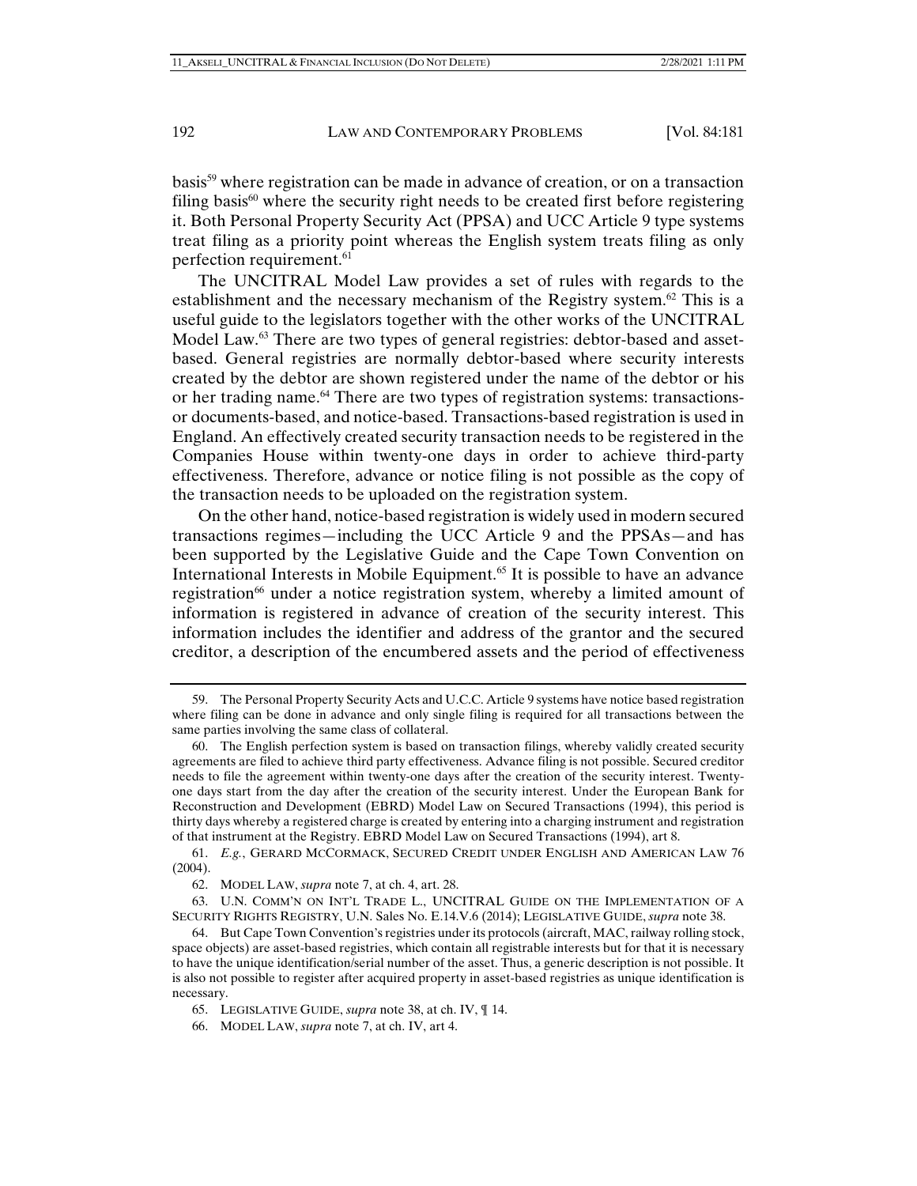basis[59] where registration can be made in advance of creation, or on a transaction filing basis[60] where the security right needs to be created first before registering it. Both Personal Property Security Act (PPSA) and UCC Article 9 type systems treat filing as a priority point whereas the English system treats filing as only perfection requirement.[61]

The UNCITRAL Model Law provides a set of rules with regards to the establishment and the necessary mechanism of the Registry system.[62] This is a useful guide to the legislators together with the other works of the UNCITRAL Model Law.[63] There are two types of general registries: debtor-based and asset-based. General registries are normally debtor-based where security interests created by the debtor are shown registered under the name of the debtor or his or her trading name.[64] There are two types of registration systems: transactions- or documents-based, and notice-based. Transactions-based registration is used in England. An effectively created security transaction needs to be registered in the Companies House within twenty-one days in order to achieve third-party effectiveness. Therefore, advance or notice filing is not possible as the copy of the transaction needs to be uploaded on the registration system.

On the other hand, notice-based registration is widely used in modern secured transactions regimes—including the UCC Article 9 and the PPSAs—and has been supported by the Legislative Guide and the Cape Town Convention on International Interests in Mobile Equipment.[65] It is possible to have an advance registration[66] under a notice registration system, whereby a limited amount of information is registered in advance of creation of the security interest. This information includes the identifier and address of the grantor and the secured creditor, a description of the encumbered assets and the period of effectiveness

---

59. The Personal Property Security Acts and U.C.C. Article 9 systems have notice based registration where filing can be done in advance and only single filing is required for all transactions between the same parties involving the same class of collateral.

60. The English perfection system is based on transaction filings, whereby validly created security agreements are filed to achieve third party effectiveness. Advance filing is not possible. Secured creditor needs to file the agreement within twenty-one days after the creation of the security interest. Twenty-one days start from the day after the creation of the security interest. Under the European Bank for Reconstruction and Development (EBRD) Model Law on Secured Transactions (1994), this period is thirty days whereby a registered charge is created by entering into a charging instrument and registration of that instrument at the Registry. EBRD Model Law on Secured Transactions (1994), art 8.

61. *E.g.*, GERARD MCCORMACK, SECURED CREDIT UNDER ENGLISH AND AMERICAN LAW 76 (2004).

62. MODEL LAW, *supra* note 7, at ch. 4, art. 28.

63. U.N. COMM'N ON INT'L TRADE L., UNCITRAL GUIDE ON THE IMPLEMENTATION OF A SECURITY RIGHTS REGISTRY, U.N. Sales No. E.14.V.6 (2014); LEGISLATIVE GUIDE, *supra* note 38.

64. But Cape Town Convention's registries under its protocols (aircraft, MAC, railway rolling stock, space objects) are asset-based registries, which contain all registrable interests but for that it is necessary to have the unique identification/serial number of the asset. Thus, a generic description is not possible. It is also not possible to register after acquired property in asset-based registries as unique identification is necessary.

65. LEGISLATIVE GUIDE, *supra* note 38, at ch. IV, ¶ 14.

66. MODEL LAW, *supra* note 7, at ch. IV, art 4.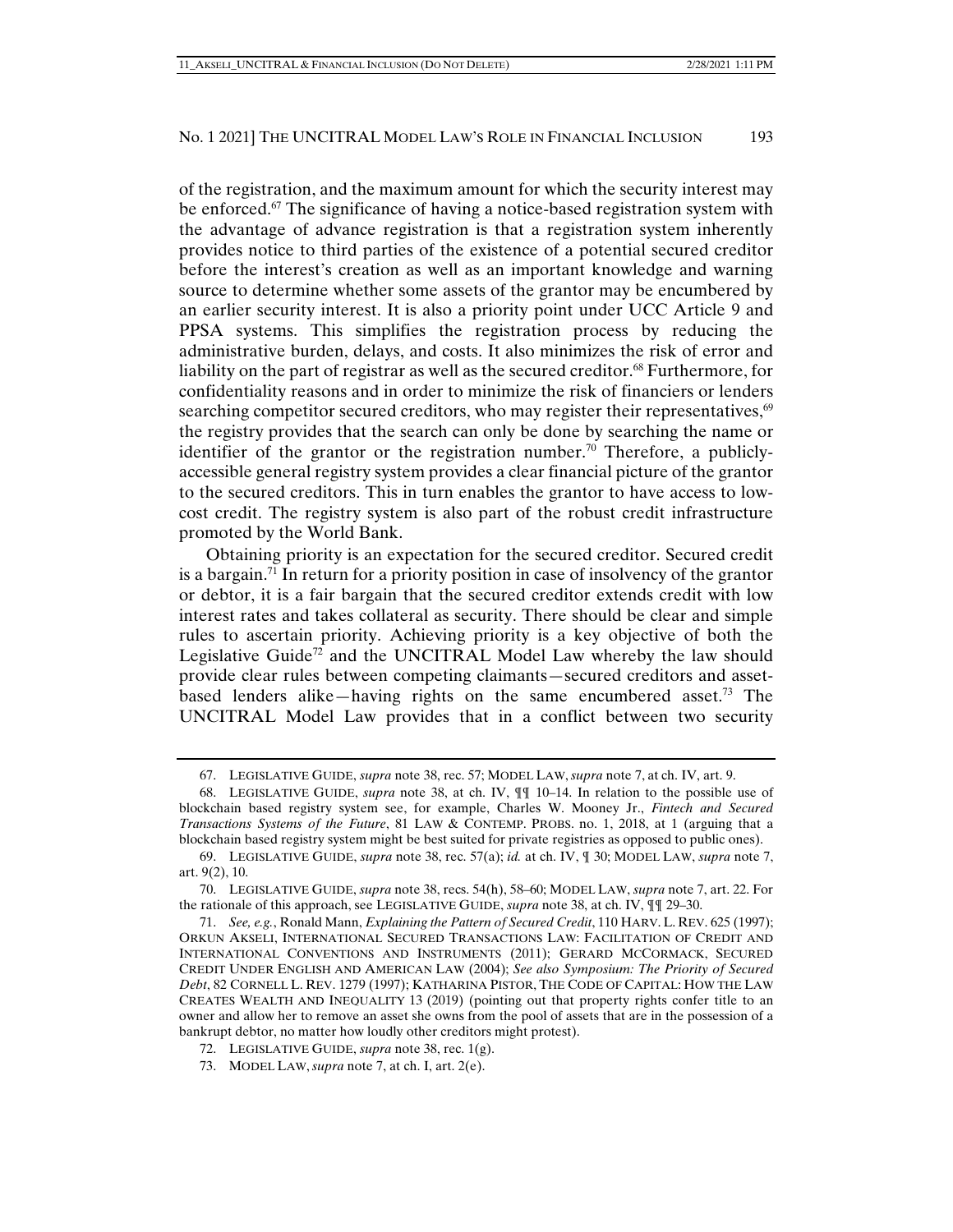of the registration, and the maximum amount for which the security interest may be enforced.[67] The significance of having a notice-based registration system with the advantage of advance registration is that a registration system inherently provides notice to third parties of the existence of a potential secured creditor before the interest's creation as well as an important knowledge and warning source to determine whether some assets of the grantor may be encumbered by an earlier security interest. It is also a priority point under UCC Article 9 and PPSA systems. This simplifies the registration process by reducing the administrative burden, delays, and costs. It also minimizes the risk of error and liability on the part of registrar as well as the secured creditor.[68] Furthermore, for confidentiality reasons and in order to minimize the risk of financiers or lenders searching competitor secured creditors, who may register their representatives,[69] the registry provides that the search can only be done by searching the name or identifier of the grantor or the registration number.[70] Therefore, a publicly-accessible general registry system provides a clear financial picture of the grantor to the secured creditors. This in turn enables the grantor to have access to low-cost credit. The registry system is also part of the robust credit infrastructure promoted by the World Bank.

Obtaining priority is an expectation for the secured creditor. Secured credit is a bargain.[71] In return for a priority position in case of insolvency of the grantor or debtor, it is a fair bargain that the secured creditor extends credit with low interest rates and takes collateral as security. There should be clear and simple rules to ascertain priority. Achieving priority is a key objective of both the Legislative Guide[72] and the UNCITRAL Model Law whereby the law should provide clear rules between competing claimants—secured creditors and asset-based lenders alike—having rights on the same encumbered asset.[73] The UNCITRAL Model Law provides that in a conflict between two security

---

67. LEGISLATIVE GUIDE, *supra* note 38, rec. 57; MODEL LAW, *supra* note 7, at ch. IV, art. 9.

68. LEGISLATIVE GUIDE, *supra* note 38, at ch. IV, ¶¶ 10–14. In relation to the possible use of blockchain based registry system see, for example, Charles W. Mooney Jr., *Fintech and Secured Transactions Systems of the Future*, 81 LAW & CONTEMP. PROBS. no. 1, 2018, at 1 (arguing that a blockchain based registry system might be best suited for private registries as opposed to public ones).

69. LEGISLATIVE GUIDE, *supra* note 38, rec. 57(a); *id.* at ch. IV, ¶ 30; MODEL LAW, *supra* note 7, art. 9(2), 10.

70. LEGISLATIVE GUIDE, *supra* note 38, recs. 54(h), 58–60; MODEL LAW, *supra* note 7, art. 22. For the rationale of this approach, see LEGISLATIVE GUIDE, *supra* note 38, at ch. IV, ¶¶ 29–30.

71. *See, e.g.*, Ronald Mann, *Explaining the Pattern of Secured Credit*, 110 HARV. L. REV. 625 (1997); ORKUN AKSELI, INTERNATIONAL SECURED TRANSACTIONS LAW: FACILITATION OF CREDIT AND INTERNATIONAL CONVENTIONS AND INSTRUMENTS (2011); GERARD MCCORMACK, SECURED CREDIT UNDER ENGLISH AND AMERICAN LAW (2004); *See also Symposium: The Priority of Secured Debt*, 82 CORNELL L. REV. 1279 (1997); KATHARINA PISTOR, THE CODE OF CAPITAL: HOW THE LAW CREATES WEALTH AND INEQUALITY 13 (2019) (pointing out that property rights confer title to an owner and allow her to remove an asset she owns from the pool of assets that are in the possession of a bankrupt debtor, no matter how loudly other creditors might protest).

72. LEGISLATIVE GUIDE, *supra* note 38, rec. 1(g).

73. MODEL LAW, *supra* note 7, at ch. I, art. 2(e).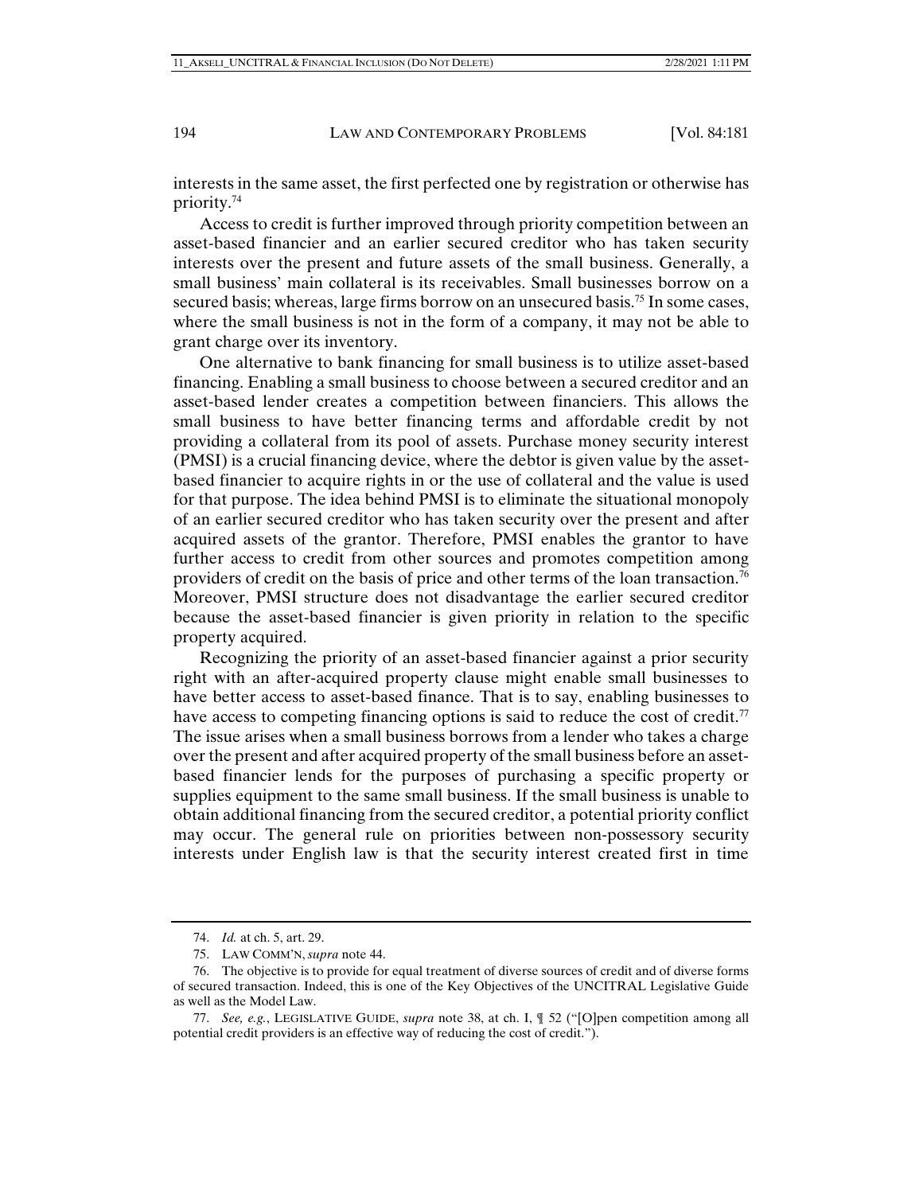interests in the same asset, the first perfected one by registration or otherwise has priority.[74]

Access to credit is further improved through priority competition between an asset-based financier and an earlier secured creditor who has taken security interests over the present and future assets of the small business. Generally, a small business' main collateral is its receivables. Small businesses borrow on a secured basis; whereas, large firms borrow on an unsecured basis.[75] In some cases, where the small business is not in the form of a company, it may not be able to grant charge over its inventory.

One alternative to bank financing for small business is to utilize asset-based financing. Enabling a small business to choose between a secured creditor and an asset-based lender creates a competition between financiers. This allows the small business to have better financing terms and affordable credit by not providing a collateral from its pool of assets. Purchase money security interest (PMSI) is a crucial financing device, where the debtor is given value by the asset-based financier to acquire rights in or the use of collateral and the value is used for that purpose. The idea behind PMSI is to eliminate the situational monopoly of an earlier secured creditor who has taken security over the present and after acquired assets of the grantor. Therefore, PMSI enables the grantor to have further access to credit from other sources and promotes competition among providers of credit on the basis of price and other terms of the loan transaction.[76] Moreover, PMSI structure does not disadvantage the earlier secured creditor because the asset-based financier is given priority in relation to the specific property acquired.

Recognizing the priority of an asset-based financier against a prior security right with an after-acquired property clause might enable small businesses to have better access to asset-based finance. That is to say, enabling businesses to have access to competing financing options is said to reduce the cost of credit.[77] The issue arises when a small business borrows from a lender who takes a charge over the present and after acquired property of the small business before an asset-based financier lends for the purposes of purchasing a specific property or supplies equipment to the same small business. If the small business is unable to obtain additional financing from the secured creditor, a potential priority conflict may occur. The general rule on priorities between non-possessory security interests under English law is that the security interest created first in time

---

74. *Id.* at ch. 5, art. 29.

75. LAW COMM'N, *supra* note 44.

76. The objective is to provide for equal treatment of diverse sources of credit and of diverse forms of secured transaction. Indeed, this is one of the Key Objectives of the UNCITRAL Legislative Guide as well as the Model Law.

77. *See, e.g.*, LEGISLATIVE GUIDE, *supra* note 38, at ch. I, ¶ 52 ("[O]pen competition among all potential credit providers is an effective way of reducing the cost of credit.").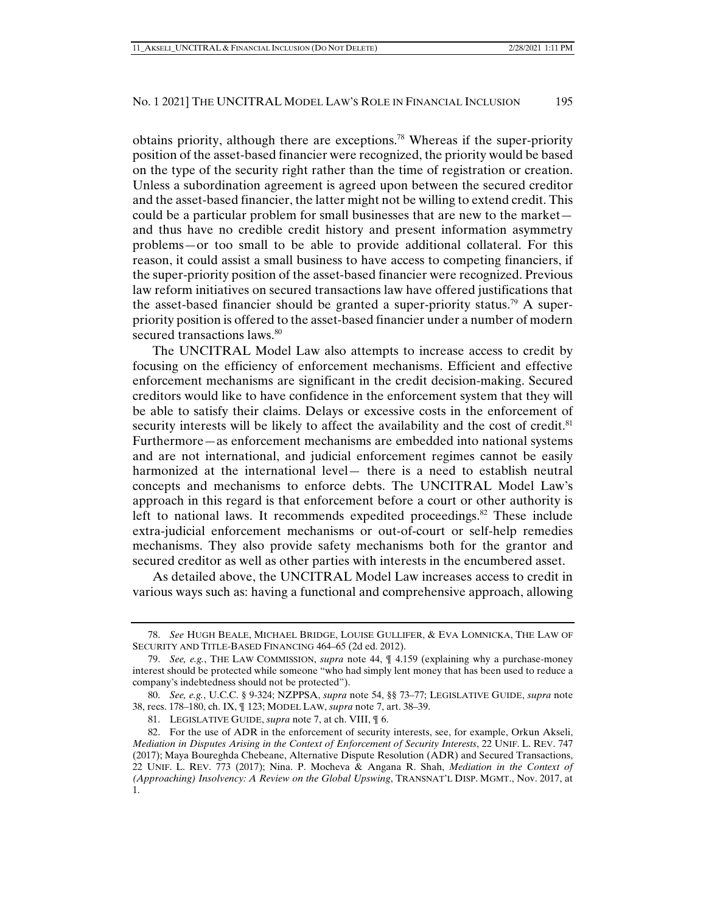obtains priority, although there are exceptions.[78] Whereas if the super-priority position of the asset-based financier were recognized, the priority would be based on the type of the security right rather than the time of registration or creation. Unless a subordination agreement is agreed upon between the secured creditor and the asset-based financier, the latter might not be willing to extend credit. This could be a particular problem for small businesses that are new to the market—and thus have no credible credit history and present information asymmetry problems—or too small to be able to provide additional collateral. For this reason, it could assist a small business to have access to competing financiers, if the super-priority position of the asset-based financier were recognized. Previous law reform initiatives on secured transactions law have offered justifications that the asset-based financier should be granted a super-priority status.[79] A super-priority position is offered to the asset-based financier under a number of modern secured transactions laws.[80]

The UNCITRAL Model Law also attempts to increase access to credit by focusing on the efficiency of enforcement mechanisms. Efficient and effective enforcement mechanisms are significant in the credit decision-making. Secured creditors would like to have confidence in the enforcement system that they will be able to satisfy their claims. Delays or excessive costs in the enforcement of security interests will be likely to affect the availability and the cost of credit.[81] Furthermore—as enforcement mechanisms are embedded into national systems and are not international, and judicial enforcement regimes cannot be easily harmonized at the international level— there is a need to establish neutral concepts and mechanisms to enforce debts. The UNCITRAL Model Law's approach in this regard is that enforcement before a court or other authority is left to national laws. It recommends expedited proceedings.[82] These include extra-judicial enforcement mechanisms or out-of-court or self-help remedies mechanisms. They also provide safety mechanisms both for the grantor and secured creditor as well as other parties with interests in the encumbered asset.

As detailed above, the UNCITRAL Model Law increases access to credit in various ways such as: having a functional and comprehensive approach, allowing

---

78. *See* HUGH BEALE, MICHAEL BRIDGE, LOUISE GULLIFER, & EVA LOMNICKA, THE LAW OF SECURITY AND TITLE-BASED FINANCING 464–65 (2d ed. 2012).

79. *See, e.g.*, THE LAW COMMISSION, *supra* note 44, ¶ 4.159 (explaining why a purchase-money interest should be protected while someone "who had simply lent money that has been used to reduce a company's indebtedness should not be protected").

80. *See, e.g.*, U.C.C. § 9-324; NZPPSA, *supra* note 54, §§ 73–77; LEGISLATIVE GUIDE, *supra* note 38, recs. 178–180, ch. IX, ¶ 123; MODEL LAW, *supra* note 7, art. 38–39.

81. LEGISLATIVE GUIDE, *supra* note 7, at ch. VIII, ¶ 6.

82. For the use of ADR in the enforcement of security interests, see, for example, Orkun Akseli, *Mediation in Disputes Arising in the Context of Enforcement of Security Interests*, 22 UNIF. L. REV. 747 (2017); Maya Boureghda Chebeane, Alternative Dispute Resolution (ADR) and Secured Transactions, 22 UNIF. L. REV. 773 (2017); Nina. P. Mocheva & Angana R. Shah, *Mediation in the Context of (Approaching) Insolvency: A Review on the Global Upswing*, TRANSNAT'L DISP. MGMT., Nov. 2017, at 1.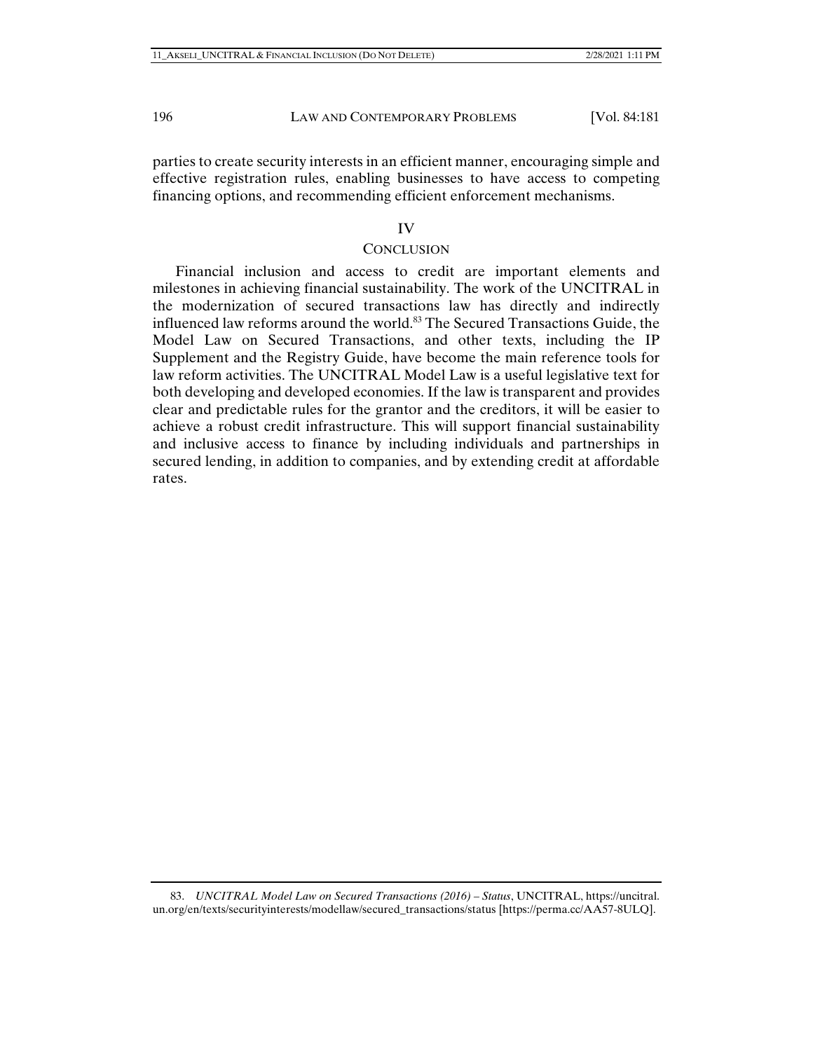parties to create security interests in an efficient manner, encouraging simple and effective registration rules, enabling businesses to have access to competing financing options, and recommending efficient enforcement mechanisms.

## IV

## CONCLUSION

Financial inclusion and access to credit are important elements and milestones in achieving financial sustainability. The work of the UNCITRAL in the modernization of secured transactions law has directly and indirectly influenced law reforms around the world.[83] The Secured Transactions Guide, the Model Law on Secured Transactions, and other texts, including the IP Supplement and the Registry Guide, have become the main reference tools for law reform activities. The UNCITRAL Model Law is a useful legislative text for both developing and developed economies. If the law is transparent and provides clear and predictable rules for the grantor and the creditors, it will be easier to achieve a robust credit infrastructure. This will support financial sustainability and inclusive access to finance by including individuals and partnerships in secured lending, in addition to companies, and by extending credit at affordable rates.

---

83. *UNCITRAL Model Law on Secured Transactions (2016) – Status*, UNCITRAL, https://uncitral.un.org/en/texts/securityinterests/modellaw/secured_transactions/status [https://perma.cc/AA57-8ULQ].